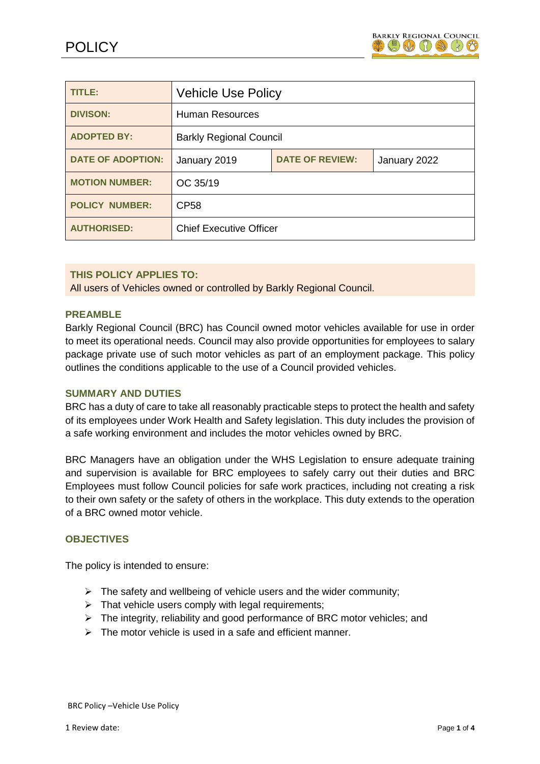# POLICY

| TITLE: | Vehicle Use Policy | | |
|---|---|---|---|
| DIVISON: | Human Resources | | |
| ADOPTED BY: | Barkly Regional Council | | |
| DATE OF ADOPTION: | January 2019 | DATE OF REVIEW: | January 2022 |
| MOTION NUMBER: | OC 35/19 | | |
| POLICY NUMBER: | CP58 | | |
| AUTHORISED: | Chief Executive Officer | | |

**THIS POLICY APPLIES TO:**
All users of Vehicles owned or controlled by Barkly Regional Council.

## PREAMBLE

Barkly Regional Council (BRC) has Council owned motor vehicles available for use in order to meet its operational needs. Council may also provide opportunities for employees to salary package private use of such motor vehicles as part of an employment package. This policy outlines the conditions applicable to the use of a Council provided vehicles.

## SUMMARY AND DUTIES

BRC has a duty of care to take all reasonably practicable steps to protect the health and safety of its employees under Work Health and Safety legislation. This duty includes the provision of a safe working environment and includes the motor vehicles owned by BRC.

BRC Managers have an obligation under the WHS Legislation to ensure adequate training and supervision is available for BRC employees to safely carry out their duties and BRC Employees must follow Council policies for safe work practices, including not creating a risk to their own safety or the safety of others in the workplace. This duty extends to the operation of a BRC owned motor vehicle.

## OBJECTIVES

The policy is intended to ensure:

- The safety and wellbeing of vehicle users and the wider community;
- That vehicle users comply with legal requirements;
- The integrity, reliability and good performance of BRC motor vehicles; and
- The motor vehicle is used in a safe and efficient manner.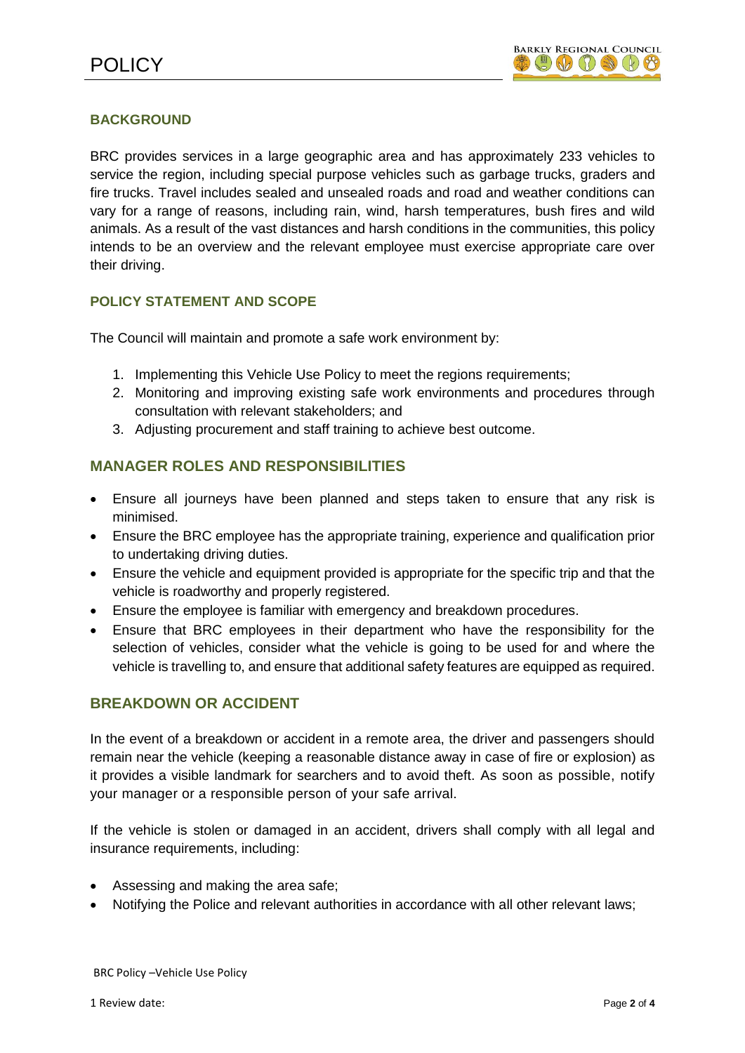## BACKGROUND

BRC provides services in a large geographic area and has approximately 233 vehicles to service the region, including special purpose vehicles such as garbage trucks, graders and fire trucks. Travel includes sealed and unsealed roads and road and weather conditions can vary for a range of reasons, including rain, wind, harsh temperatures, bush fires and wild animals. As a result of the vast distances and harsh conditions in the communities, this policy intends to be an overview and the relevant employee must exercise appropriate care over their driving.

## POLICY STATEMENT AND SCOPE

The Council will maintain and promote a safe work environment by:

1. Implementing this Vehicle Use Policy to meet the regions requirements;
2. Monitoring and improving existing safe work environments and procedures through consultation with relevant stakeholders; and
3. Adjusting procurement and staff training to achieve best outcome.

## MANAGER ROLES AND RESPONSIBILITIES

- Ensure all journeys have been planned and steps taken to ensure that any risk is minimised.
- Ensure the BRC employee has the appropriate training, experience and qualification prior to undertaking driving duties.
- Ensure the vehicle and equipment provided is appropriate for the specific trip and that the vehicle is roadworthy and properly registered.
- Ensure the employee is familiar with emergency and breakdown procedures.
- Ensure that BRC employees in their department who have the responsibility for the selection of vehicles, consider what the vehicle is going to be used for and where the vehicle is travelling to, and ensure that additional safety features are equipped as required.

## BREAKDOWN OR ACCIDENT

In the event of a breakdown or accident in a remote area, the driver and passengers should remain near the vehicle (keeping a reasonable distance away in case of fire or explosion) as it provides a visible landmark for searchers and to avoid theft. As soon as possible, notify your manager or a responsible person of your safe arrival.

If the vehicle is stolen or damaged in an accident, drivers shall comply with all legal and insurance requirements, including:

- Assessing and making the area safe;
- Notifying the Police and relevant authorities in accordance with all other relevant laws;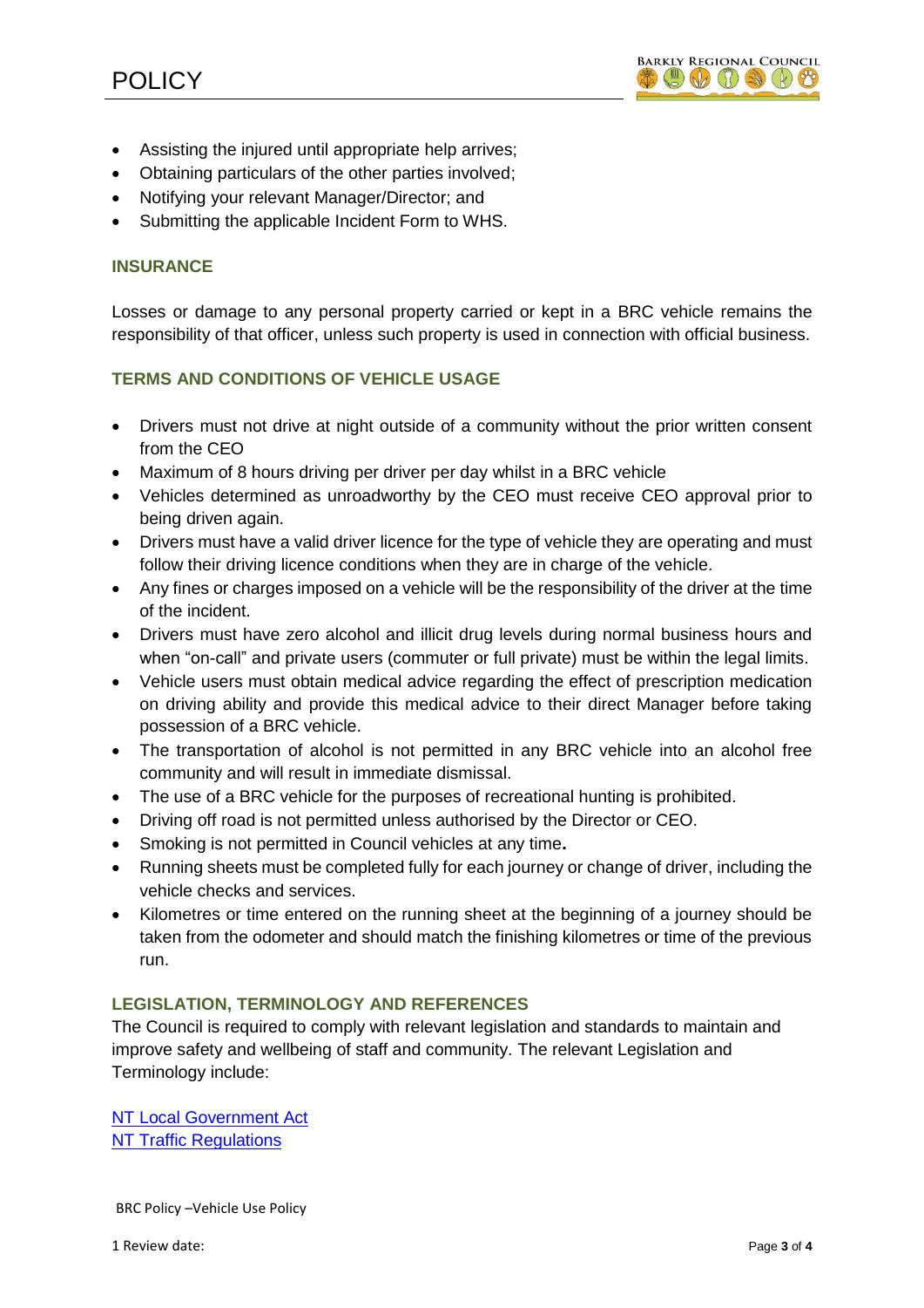- Assisting the injured until appropriate help arrives;
- Obtaining particulars of the other parties involved;
- Notifying your relevant Manager/Director; and
- Submitting the applicable Incident Form to WHS.

### INSURANCE

Losses or damage to any personal property carried or kept in a BRC vehicle remains the responsibility of that officer, unless such property is used in connection with official business.

### TERMS AND CONDITIONS OF VEHICLE USAGE

- Drivers must not drive at night outside of a community without the prior written consent from the CEO
- Maximum of 8 hours driving per driver per day whilst in a BRC vehicle
- Vehicles determined as unroadworthy by the CEO must receive CEO approval prior to being driven again.
- Drivers must have a valid driver licence for the type of vehicle they are operating and must follow their driving licence conditions when they are in charge of the vehicle.
- Any fines or charges imposed on a vehicle will be the responsibility of the driver at the time of the incident.
- Drivers must have zero alcohol and illicit drug levels during normal business hours and when "on-call" and private users (commuter or full private) must be within the legal limits.
- Vehicle users must obtain medical advice regarding the effect of prescription medication on driving ability and provide this medical advice to their direct Manager before taking possession of a BRC vehicle.
- The transportation of alcohol is not permitted in any BRC vehicle into an alcohol free community and will result in immediate dismissal.
- The use of a BRC vehicle for the purposes of recreational hunting is prohibited.
- Driving off road is not permitted unless authorised by the Director or CEO.
- Smoking is not permitted in Council vehicles at any time**.**
- Running sheets must be completed fully for each journey or change of driver, including the vehicle checks and services.
- Kilometres or time entered on the running sheet at the beginning of a journey should be taken from the odometer and should match the finishing kilometres or time of the previous run.

### LEGISLATION, TERMINOLOGY AND REFERENCES

The Council is required to comply with relevant legislation and standards to maintain and improve safety and wellbeing of staff and community. The relevant Legislation and Terminology include:

NT Local Government Act
NT Traffic Regulations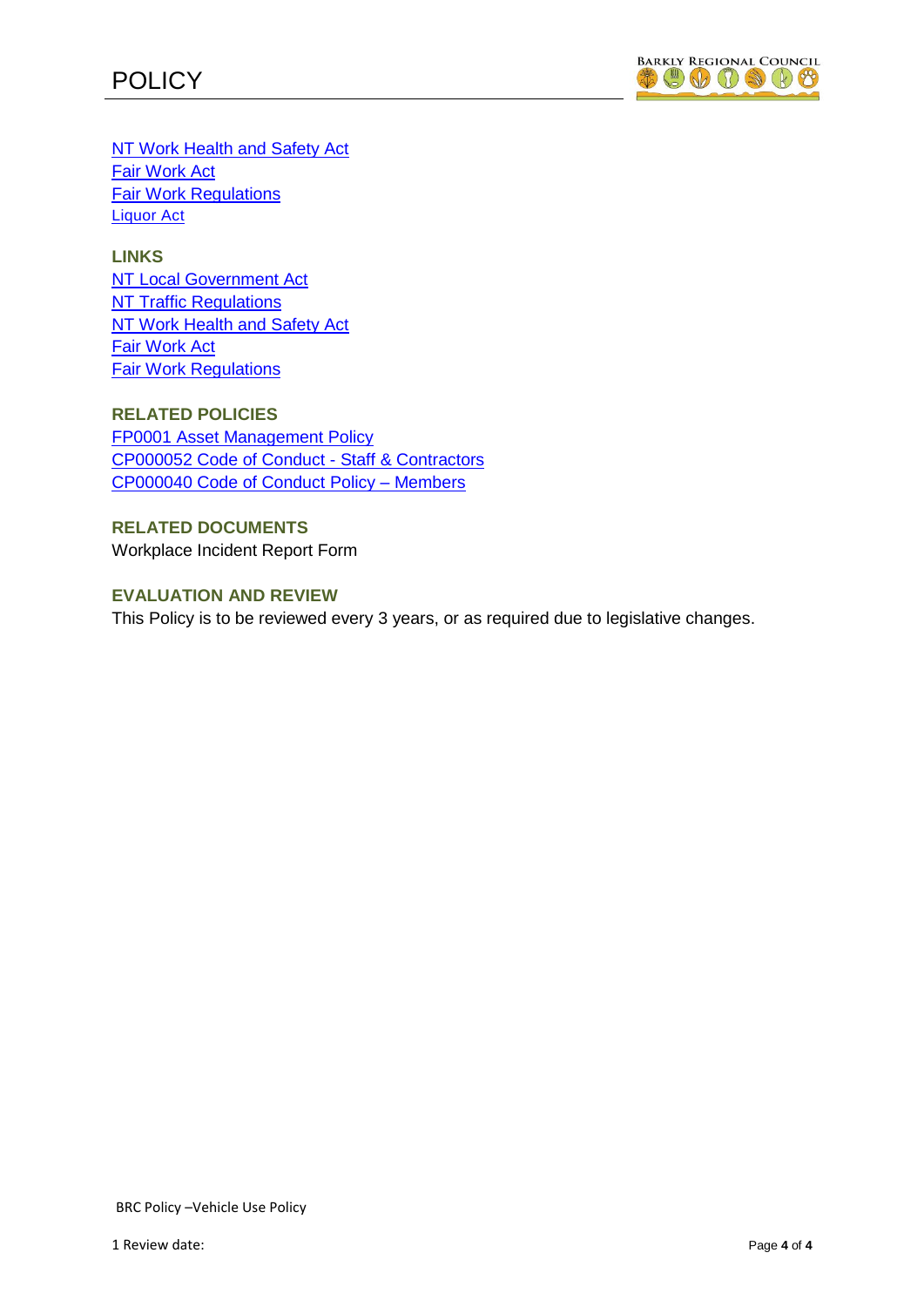NT Work Health and Safety Act
Fair Work Act
Fair Work Regulations
Liquor Act

## LINKS

NT Local Government Act
NT Traffic Regulations
NT Work Health and Safety Act
Fair Work Act
Fair Work Regulations

## RELATED POLICIES

FP0001 Asset Management Policy
CP000052 Code of Conduct - Staff & Contractors
CP000040 Code of Conduct Policy – Members

## RELATED DOCUMENTS

Workplace Incident Report Form

## EVALUATION AND REVIEW

This Policy is to be reviewed every 3 years, or as required due to legislative changes.